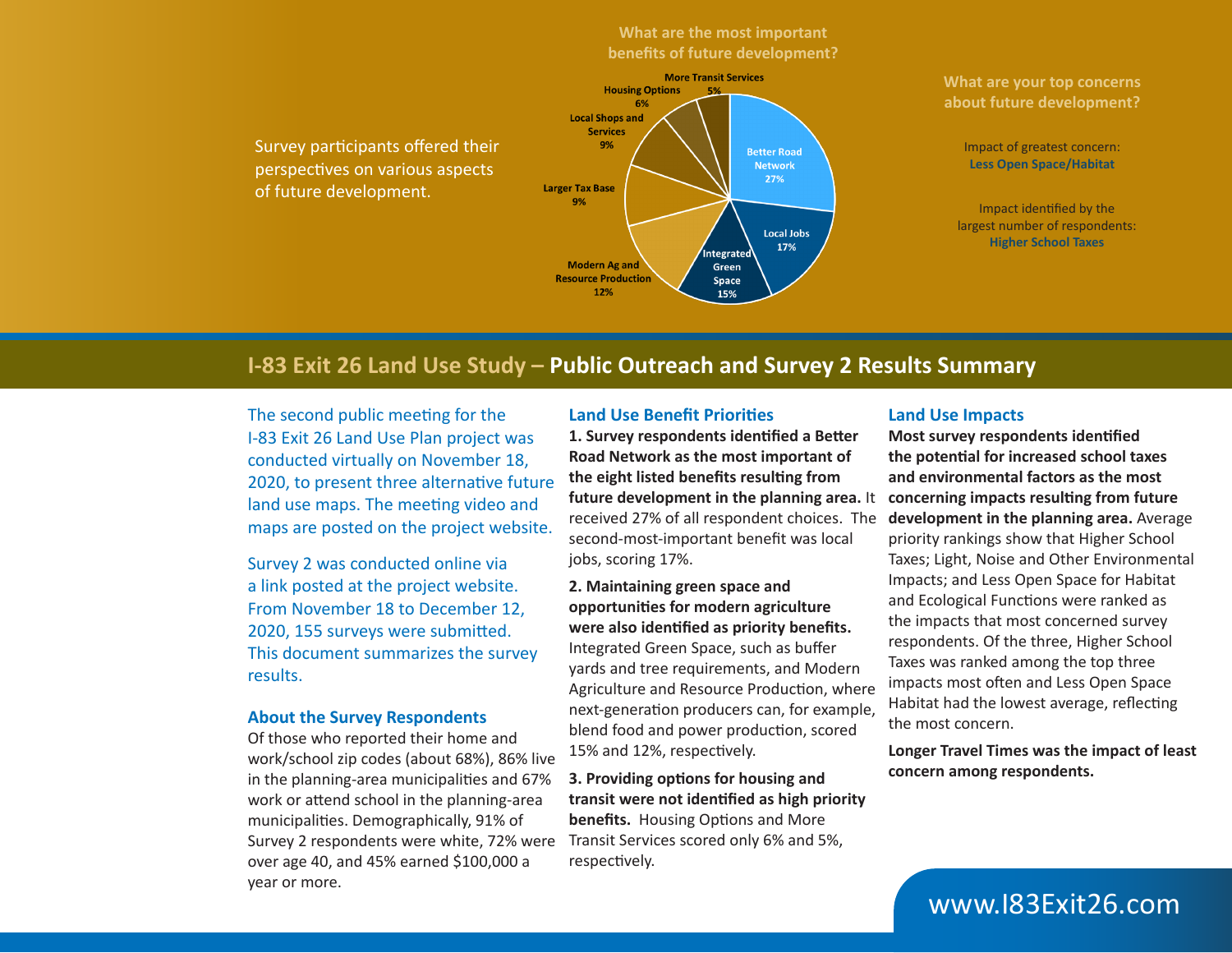Survey participants offered their perspectives on various aspects of future development.

**What are the most important benefits of future development?**

| Benefit | Share |
|---|---|
| Better Road Network | 27% |
| Local Jobs | 17% |
| Integrated Green Space | 15% |
| Modern Ag and Resource Production | 12% |
| Larger Tax Base | 9% |
| Local Shops and Services | 9% |
| Housing Options | 6% |
| More Transit Services | 5% |

**What are your top concerns about future development?**

Impact of greatest concern: **Less Open Space/Habitat**

Impact identified by the largest number of respondents: **Higher School Taxes**

# I-83 Exit 26 Land Use Study – Public Outreach and Survey 2 Results Summary

The second public meeting for the I-83 Exit 26 Land Use Plan project was conducted virtually on November 18, 2020, to present three alternative future land use maps. The meeting video and maps are posted on the project website.

Survey 2 was conducted online via a link posted at the project website. From November 18 to December 12, 2020, 155 surveys were submitted. This document summarizes the survey results.

## About the Survey Respondents

Of those who reported their home and work/school zip codes (about 68%), 86% live in the planning-area municipalities and 67% work or attend school in the planning-area municipalities. Demographically, 91% of Survey 2 respondents were white, 72% were over age 40, and 45% earned $100,000 a year or more.

## Land Use Benefit Priorities

**1. Survey respondents identified a Better Road Network as the most important of the eight listed benefits resulting from future development in the planning area.** It received 27% of all respondent choices. The second-most-important benefit was local jobs, scoring 17%.

**2. Maintaining green space and opportunities for modern agriculture were also identified as priority benefits.** Integrated Green Space, such as buffer yards and tree requirements, and Modern Agriculture and Resource Production, where next-generation producers can, for example, blend food and power production, scored 15% and 12%, respectively.

**3. Providing options for housing and transit were not identified as high priority benefits.** Housing Options and More Transit Services scored only 6% and 5%, respectively.

## Land Use Impacts

**Most survey respondents identified the potential for increased school taxes and environmental factors as the most concerning impacts resulting from future development in the planning area.** Average priority rankings show that Higher School Taxes; Light, Noise and Other Environmental Impacts; and Less Open Space for Habitat and Ecological Functions were ranked as the impacts that most concerned survey respondents. Of the three, Higher School Taxes was ranked among the top three impacts most often and Less Open Space Habitat had the lowest average, reflecting the most concern.

**Longer Travel Times was the impact of least concern among respondents.**

www.I83Exit26.com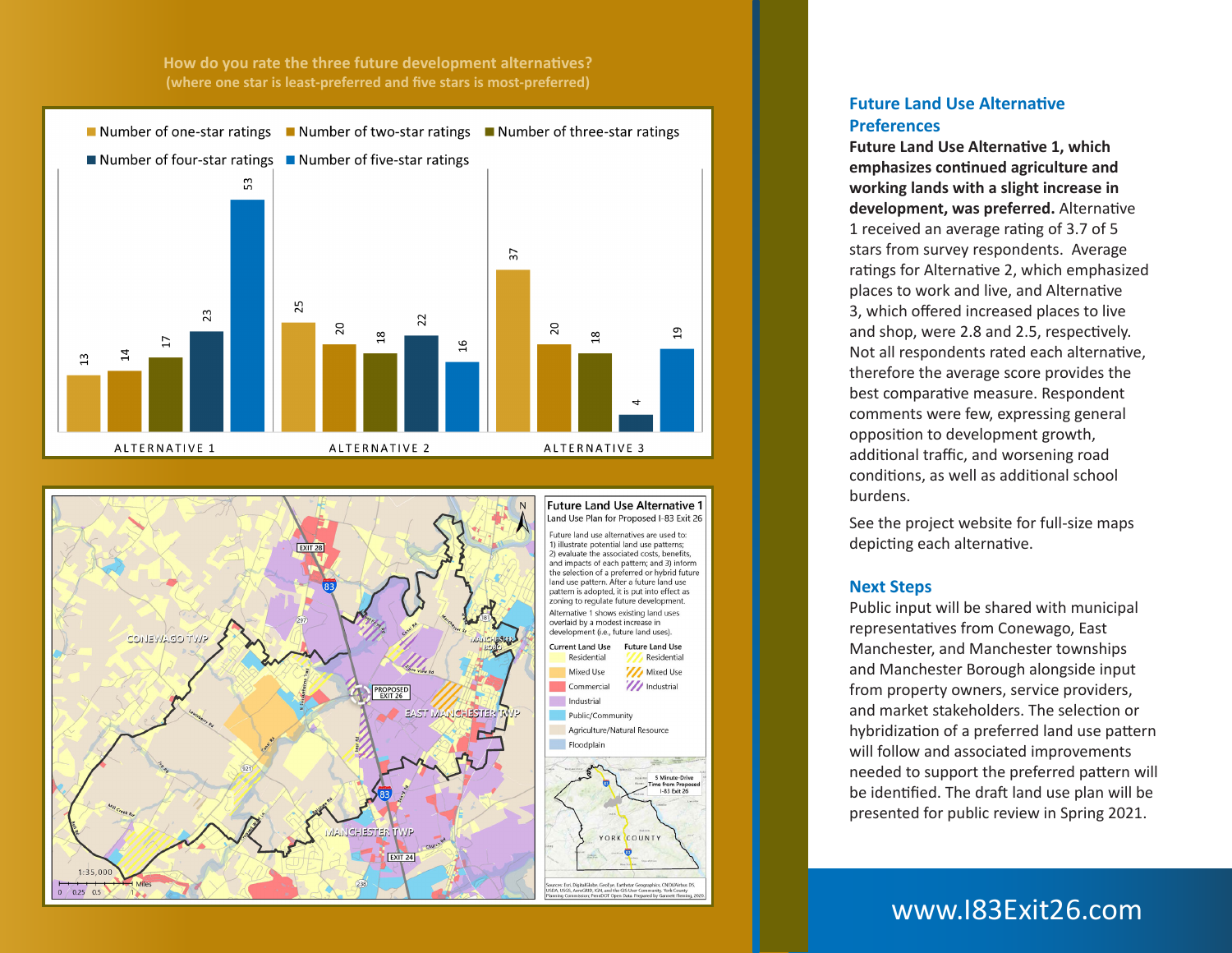How do you rate the three future development alternatives?
(where one star is least-preferred and five stars is most-preferred)

Number of one-star ratings
Number of two-star ratings
Number of three-star ratings
Number of four-star ratings
Number of five-star ratings

ALTERNATIVE 1: 13, 14, 17, 23, 53

ALTERNATIVE 2: 25, 20, 18, 22, 16

ALTERNATIVE 3: 37, 20, 18, 4, 19

**Future Land Use Alternative 1**
Land Use Plan for Proposed I-83 Exit 26

Future land use alternatives are used to: 1) illustrate potential land use patterns; 2) evaluate the associated costs, benefits, and impacts of each pattern; and 3) inform the selection of a preferred or hybrid future land use pattern. After a future land use pattern is adopted, it is put into effect as zoning to regulate future development.

Alternative 1 shows existing land uses overlaid by a modest increase in development (i.e., future land uses).

Current Land Use: Residential, Mixed Use, Commercial, Industrial, Public/Community, Agriculture/Natural Resource, Floodplain

Future Land Use: Residential, Mixed Use, Industrial

CONEWAGO TWP
EAST MANCHESTER TWP
MANCHESTER TWP
MANCHESTER BORO
EXIT 28
PROPOSED EXIT 26
EXIT 24
YORK COUNTY
5 Minute-Drive Time from Proposed I-83 Exit 26
1:35,000
0 0.25 0.5 1 Miles

Sources: Esri, DigitalGlobe, GeoEye, Earthstar Geographics, CNES/Airbus DS, USDA, USGS, AeroGRID, IGN, and the GIS User Community. York County Planning Commission; PennDOT Open Data. Prepared by Gannett Fleming, 2020.

## Future Land Use Alternative Preferences

**Future Land Use Alternative 1, which emphasizes continued agriculture and working lands with a slight increase in development, was preferred.** Alternative 1 received an average rating of 3.7 of 5 stars from survey respondents. Average ratings for Alternative 2, which emphasized places to work and live, and Alternative 3, which offered increased places to live and shop, were 2.8 and 2.5, respectively. Not all respondents rated each alternative, therefore the average score provides the best comparative measure. Respondent comments were few, expressing general opposition to development growth, additional traffic, and worsening road conditions, as well as additional school burdens.

See the project website for full-size maps depicting each alternative.

## Next Steps

Public input will be shared with municipal representatives from Conewago, East Manchester townships and Manchester Borough alongside input from property owners, service providers, and market stakeholders. The selection or hybridization of a preferred land use pattern will follow and associated improvements needed to support the preferred pattern will be identified. The draft land use plan will be presented for public review in Spring 2021.

www.I83Exit26.com